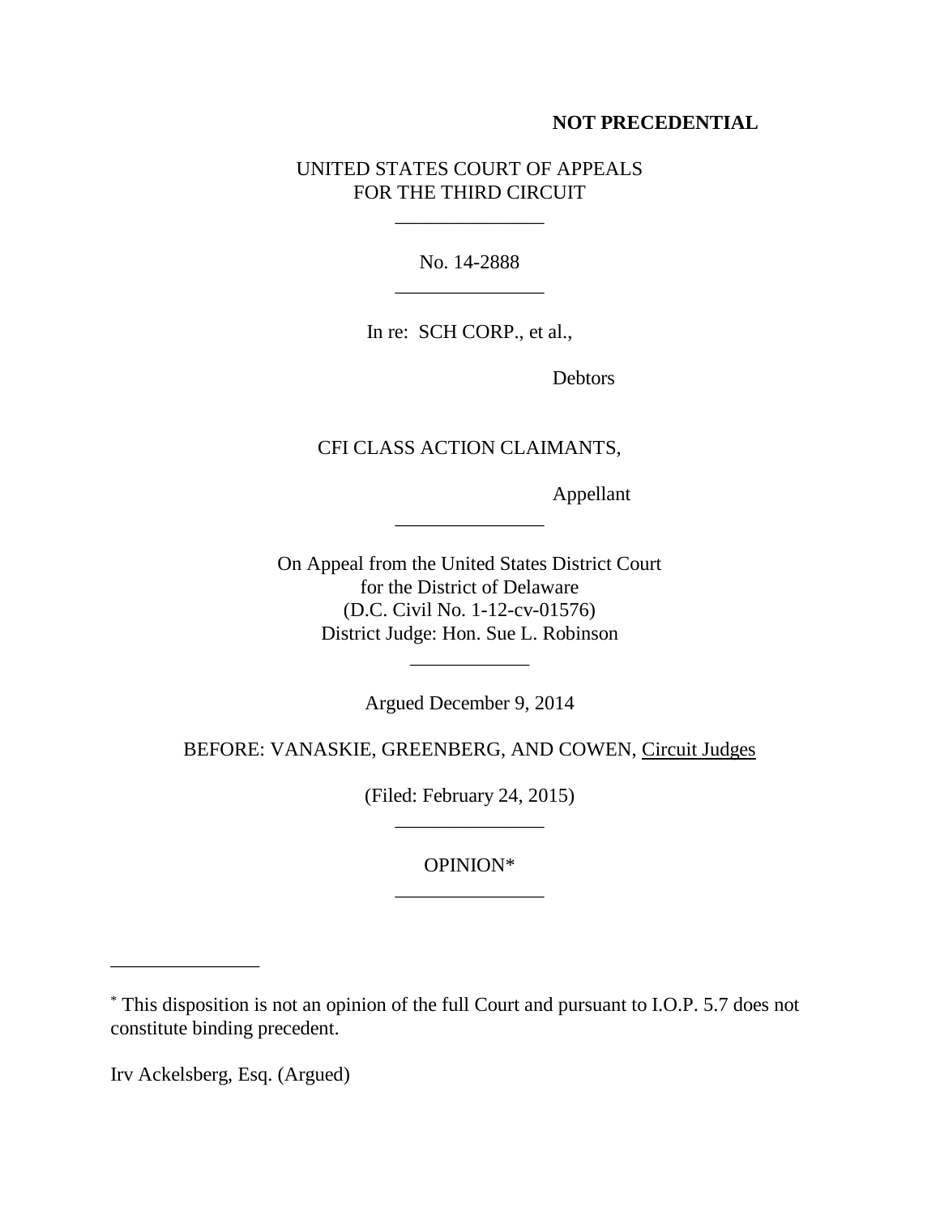**NOT PRECEDENTIAL**

UNITED STATES COURT OF APPEALS
FOR THE THIRD CIRCUIT

---

No. 14-2888

---

In re: SCH CORP., et al.,

Debtors

CFI CLASS ACTION CLAIMANTS,

Appellant

---

On Appeal from the United States District Court
for the District of Delaware
(D.C. Civil No. 1-12-cv-01576)
District Judge: Hon. Sue L. Robinson

---

Argued December 9, 2014

BEFORE: VANASKIE, GREENBERG, AND COWEN, Circuit Judges

(Filed: February 24, 2015)

---

OPINION*

---

---

* This disposition is not an opinion of the full Court and pursuant to I.O.P. 5.7 does not constitute binding precedent.

Irv Ackelsberg, Esq. (Argued)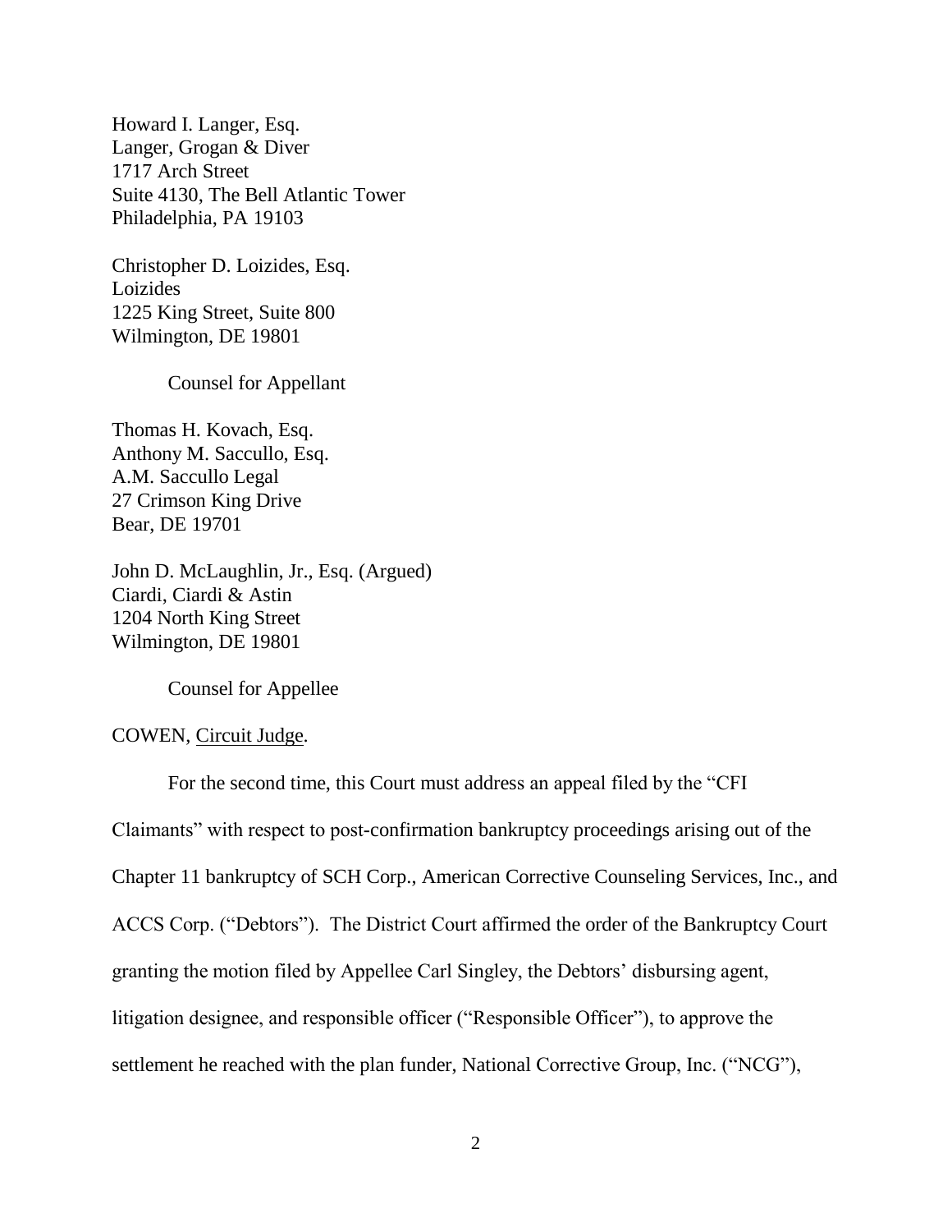Howard I. Langer, Esq.
Langer, Grogan & Diver
1717 Arch Street
Suite 4130, The Bell Atlantic Tower
Philadelphia, PA 19103

Christopher D. Loizides, Esq.
Loizides
1225 King Street, Suite 800
Wilmington, DE 19801

Counsel for Appellant

Thomas H. Kovach, Esq.
Anthony M. Saccullo, Esq.
A.M. Saccullo Legal
27 Crimson King Drive
Bear, DE 19701

John D. McLaughlin, Jr., Esq. (Argued)
Ciardi, Ciardi & Astin
1204 North King Street
Wilmington, DE 19801

Counsel for Appellee

COWEN, Circuit Judge.

For the second time, this Court must address an appeal filed by the "CFI Claimants" with respect to post-confirmation bankruptcy proceedings arising out of the Chapter 11 bankruptcy of SCH Corp., American Corrective Counseling Services, Inc., and ACCS Corp. ("Debtors"). The District Court affirmed the order of the Bankruptcy Court granting the motion filed by Appellee Carl Singley, the Debtors' disbursing agent, litigation designee, and responsible officer ("Responsible Officer"), to approve the settlement he reached with the plan funder, National Corrective Group, Inc. ("NCG"),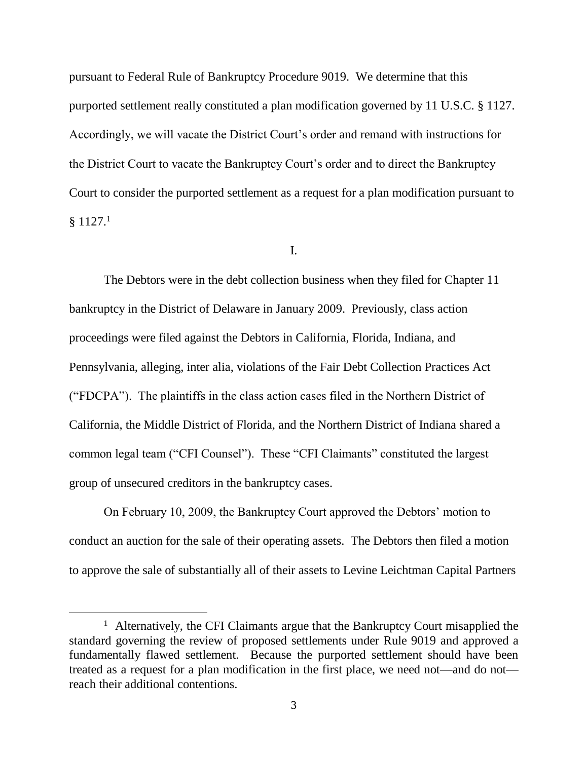pursuant to Federal Rule of Bankruptcy Procedure 9019. We determine that this purported settlement really constituted a plan modification governed by 11 U.S.C. § 1127. Accordingly, we will vacate the District Court's order and remand with instructions for the District Court to vacate the Bankruptcy Court's order and to direct the Bankruptcy Court to consider the purported settlement as a request for a plan modification pursuant to § 1127.[1]

## I.

The Debtors were in the debt collection business when they filed for Chapter 11 bankruptcy in the District of Delaware in January 2009. Previously, class action proceedings were filed against the Debtors in California, Florida, Indiana, and Pennsylvania, alleging, inter alia, violations of the Fair Debt Collection Practices Act ("FDCPA"). The plaintiffs in the class action cases filed in the Northern District of California, the Middle District of Florida, and the Northern District of Indiana shared a common legal team ("CFI Counsel"). These "CFI Claimants" constituted the largest group of unsecured creditors in the bankruptcy cases.

On February 10, 2009, the Bankruptcy Court approved the Debtors' motion to conduct an auction for the sale of their operating assets. The Debtors then filed a motion to approve the sale of substantially all of their assets to Levine Leichtman Capital Partners

[1] Alternatively, the CFI Claimants argue that the Bankruptcy Court misapplied the standard governing the review of proposed settlements under Rule 9019 and approved a fundamentally flawed settlement. Because the purported settlement should have been treated as a request for a plan modification in the first place, we need not—and do not—reach their additional contentions.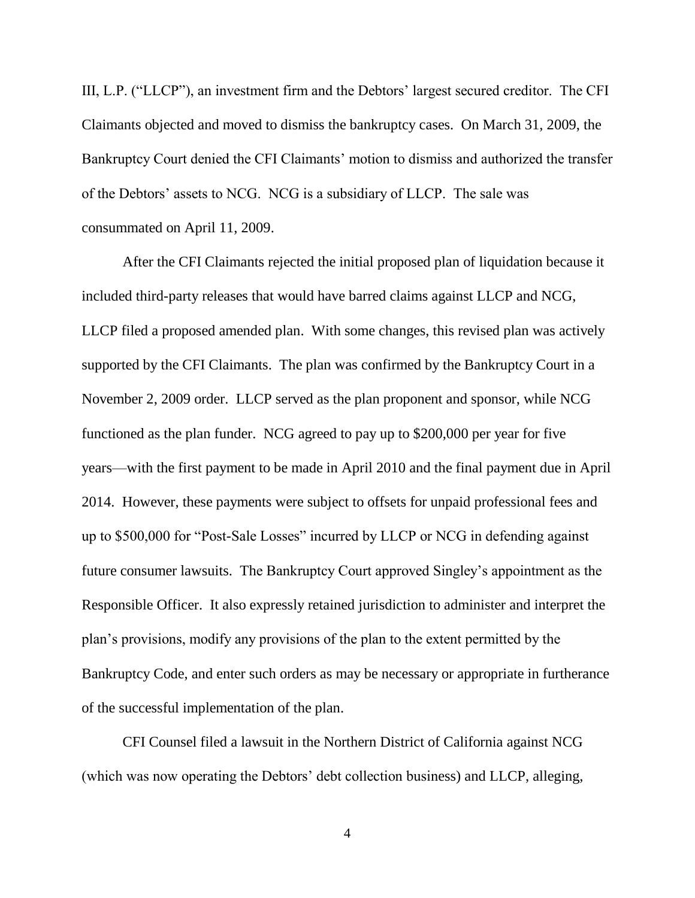III, L.P. ("LLCP"), an investment firm and the Debtors' largest secured creditor. The CFI Claimants objected and moved to dismiss the bankruptcy cases. On March 31, 2009, the Bankruptcy Court denied the CFI Claimants' motion to dismiss and authorized the transfer of the Debtors' assets to NCG. NCG is a subsidiary of LLCP. The sale was consummated on April 11, 2009.

After the CFI Claimants rejected the initial proposed plan of liquidation because it included third-party releases that would have barred claims against LLCP and NCG, LLCP filed a proposed amended plan. With some changes, this revised plan was actively supported by the CFI Claimants. The plan was confirmed by the Bankruptcy Court in a November 2, 2009 order. LLCP served as the plan proponent and sponsor, while NCG functioned as the plan funder. NCG agreed to pay up to $200,000 per year for five years—with the first payment to be made in April 2010 and the final payment due in April 2014. However, these payments were subject to offsets for unpaid professional fees and up to $500,000 for "Post-Sale Losses" incurred by LLCP or NCG in defending against future consumer lawsuits. The Bankruptcy Court approved Singley's appointment as the Responsible Officer. It also expressly retained jurisdiction to administer and interpret the plan's provisions, modify any provisions of the plan to the extent permitted by the Bankruptcy Code, and enter such orders as may be necessary or appropriate in furtherance of the successful implementation of the plan.

CFI Counsel filed a lawsuit in the Northern District of California against NCG (which was now operating the Debtors' debt collection business) and LLCP, alleging,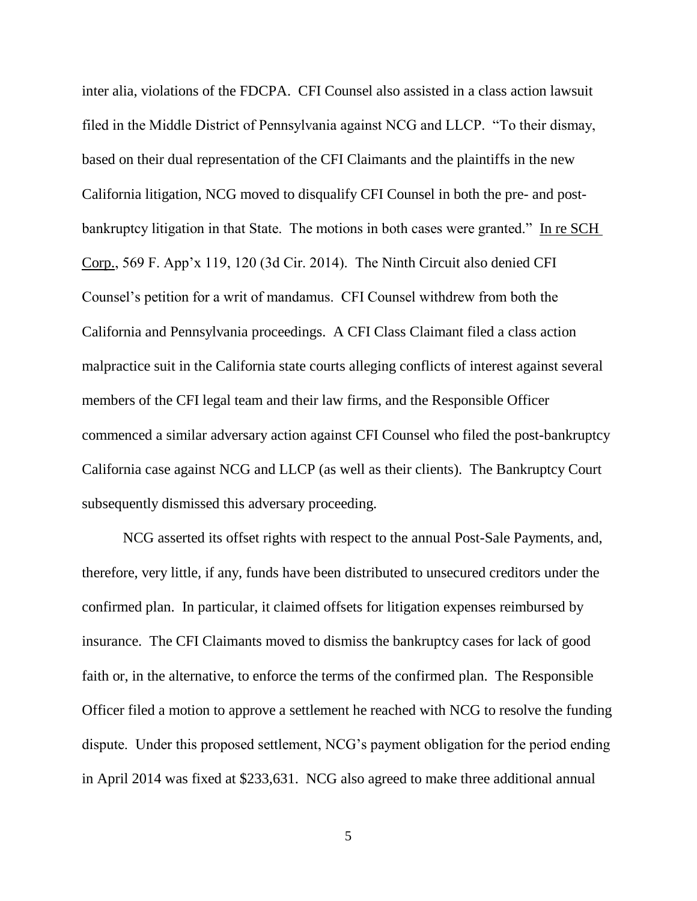inter alia, violations of the FDCPA. CFI Counsel also assisted in a class action lawsuit filed in the Middle District of Pennsylvania against NCG and LLCP. "To their dismay, based on their dual representation of the CFI Claimants and the plaintiffs in the new California litigation, NCG moved to disqualify CFI Counsel in both the pre- and post-bankruptcy litigation in that State. The motions in both cases were granted." In re SCH Corp., 569 F. App'x 119, 120 (3d Cir. 2014). The Ninth Circuit also denied CFI Counsel's petition for a writ of mandamus. CFI Counsel withdrew from both the California and Pennsylvania proceedings. A CFI Class Claimant filed a class action malpractice suit in the California state courts alleging conflicts of interest against several members of the CFI legal team and their law firms, and the Responsible Officer commenced a similar adversary action against CFI Counsel who filed the post-bankruptcy California case against NCG and LLCP (as well as their clients). The Bankruptcy Court subsequently dismissed this adversary proceeding.

NCG asserted its offset rights with respect to the annual Post-Sale Payments, and, therefore, very little, if any, funds have been distributed to unsecured creditors under the confirmed plan. In particular, it claimed offsets for litigation expenses reimbursed by insurance. The CFI Claimants moved to dismiss the bankruptcy cases for lack of good faith or, in the alternative, to enforce the terms of the confirmed plan. The Responsible Officer filed a motion to approve a settlement he reached with NCG to resolve the funding dispute. Under this proposed settlement, NCG's payment obligation for the period ending in April 2014 was fixed at $233,631. NCG also agreed to make three additional annual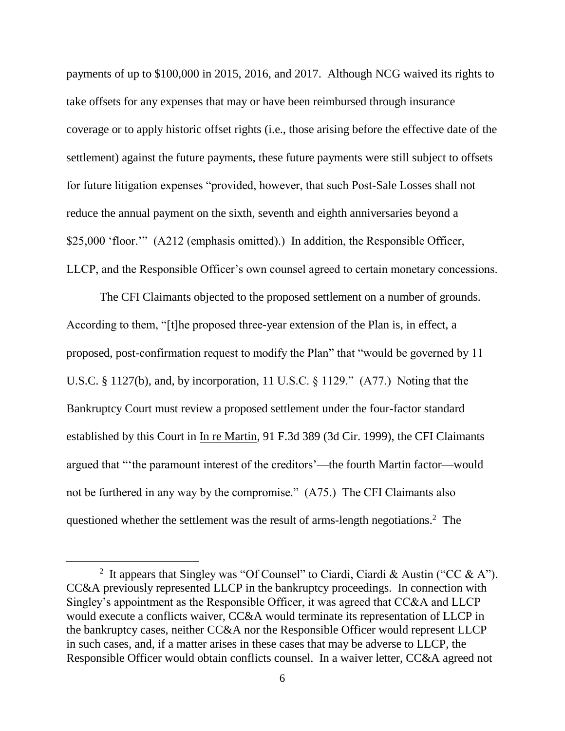payments of up to $100,000 in 2015, 2016, and 2017. Although NCG waived its rights to take offsets for any expenses that may or have been reimbursed through insurance coverage or to apply historic offset rights (i.e., those arising before the effective date of the settlement) against the future payments, these future payments were still subject to offsets for future litigation expenses "provided, however, that such Post-Sale Losses shall not reduce the annual payment on the sixth, seventh and eighth anniversaries beyond a $25,000 'floor.'" (A212 (emphasis omitted).) In addition, the Responsible Officer, LLCP, and the Responsible Officer's own counsel agreed to certain monetary concessions.

The CFI Claimants objected to the proposed settlement on a number of grounds. According to them, "[t]he proposed three-year extension of the Plan is, in effect, a proposed, post-confirmation request to modify the Plan" that "would be governed by 11 U.S.C. § 1127(b), and, by incorporation, 11 U.S.C. § 1129." (A77.) Noting that the Bankruptcy Court must review a proposed settlement under the four-factor standard established by this Court in In re Martin, 91 F.3d 389 (3d Cir. 1999), the CFI Claimants argued that "'the paramount interest of the creditors'—the fourth Martin factor—would not be furthered in any way by the compromise." (A75.) The CFI Claimants also questioned whether the settlement was the result of arms-length negotiations.[2] The

[2] It appears that Singley was "Of Counsel" to Ciardi, Ciardi & Austin ("CC & A"). CC&A previously represented LLCP in the bankruptcy proceedings. In connection with Singley's appointment as the Responsible Officer, it was agreed that CC&A and LLCP would execute a conflicts waiver, CC&A would terminate its representation of LLCP in the bankruptcy cases, neither CC&A nor the Responsible Officer would represent LLCP in such cases, and, if a matter arises in these cases that may be adverse to LLCP, the Responsible Officer would obtain conflicts counsel. In a waiver letter, CC&A agreed not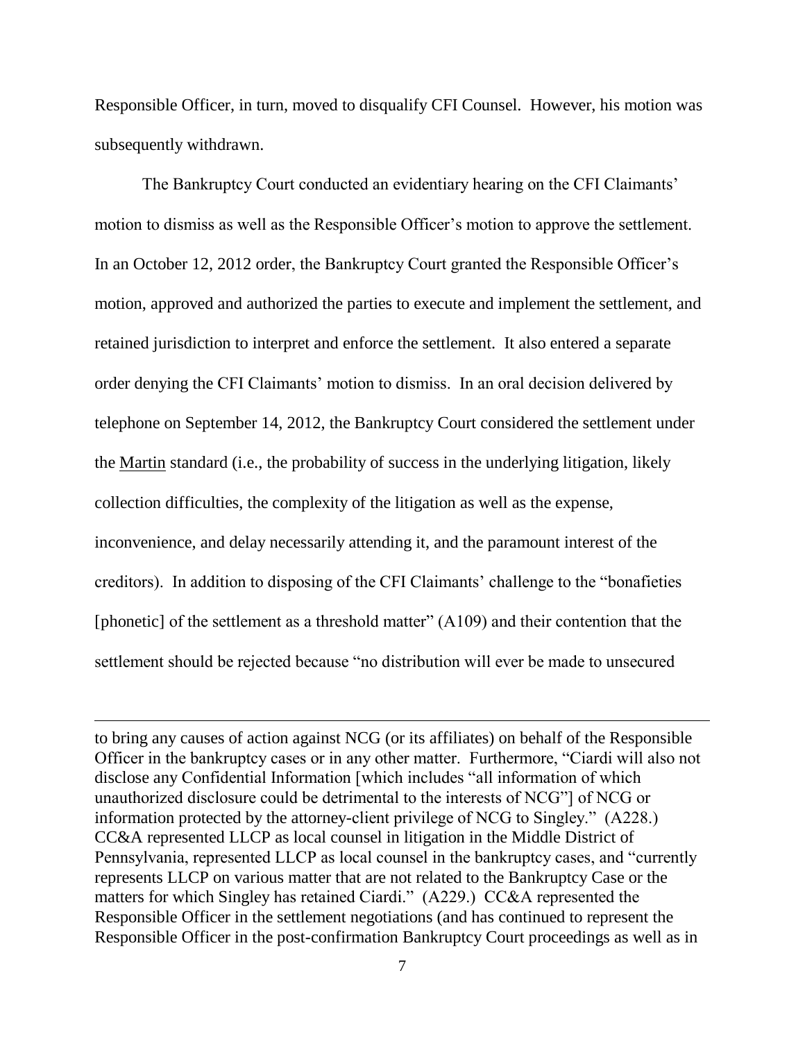Responsible Officer, in turn, moved to disqualify CFI Counsel. However, his motion was subsequently withdrawn.

The Bankruptcy Court conducted an evidentiary hearing on the CFI Claimants' motion to dismiss as well as the Responsible Officer's motion to approve the settlement. In an October 12, 2012 order, the Bankruptcy Court granted the Responsible Officer's motion, approved and authorized the parties to execute and implement the settlement, and retained jurisdiction to interpret and enforce the settlement. It also entered a separate order denying the CFI Claimants' motion to dismiss. In an oral decision delivered by telephone on September 14, 2012, the Bankruptcy Court considered the settlement under the Martin standard (i.e., the probability of success in the underlying litigation, likely collection difficulties, the complexity of the litigation as well as the expense, inconvenience, and delay necessarily attending it, and the paramount interest of the creditors). In addition to disposing of the CFI Claimants' challenge to the "bonafieties [phonetic] of the settlement as a threshold matter" (A109) and their contention that the settlement should be rejected because "no distribution will ever be made to unsecured

---

to bring any causes of action against NCG (or its affiliates) on behalf of the Responsible Officer in the bankruptcy cases or in any other matter. Furthermore, "Ciardi will also not disclose any Confidential Information [which includes "all information of which unauthorized disclosure could be detrimental to the interests of NCG"] of NCG or information protected by the attorney-client privilege of NCG to Singley." (A228.) CC&A represented LLCP as local counsel in litigation in the Middle District of Pennsylvania, represented LLCP as local counsel in the bankruptcy cases, and "currently represents LLCP on various matter that are not related to the Bankruptcy Case or the matters for which Singley has retained Ciardi." (A229.) CC&A represented the Responsible Officer in the settlement negotiations (and has continued to represent the Responsible Officer in the post-confirmation Bankruptcy Court proceedings as well as in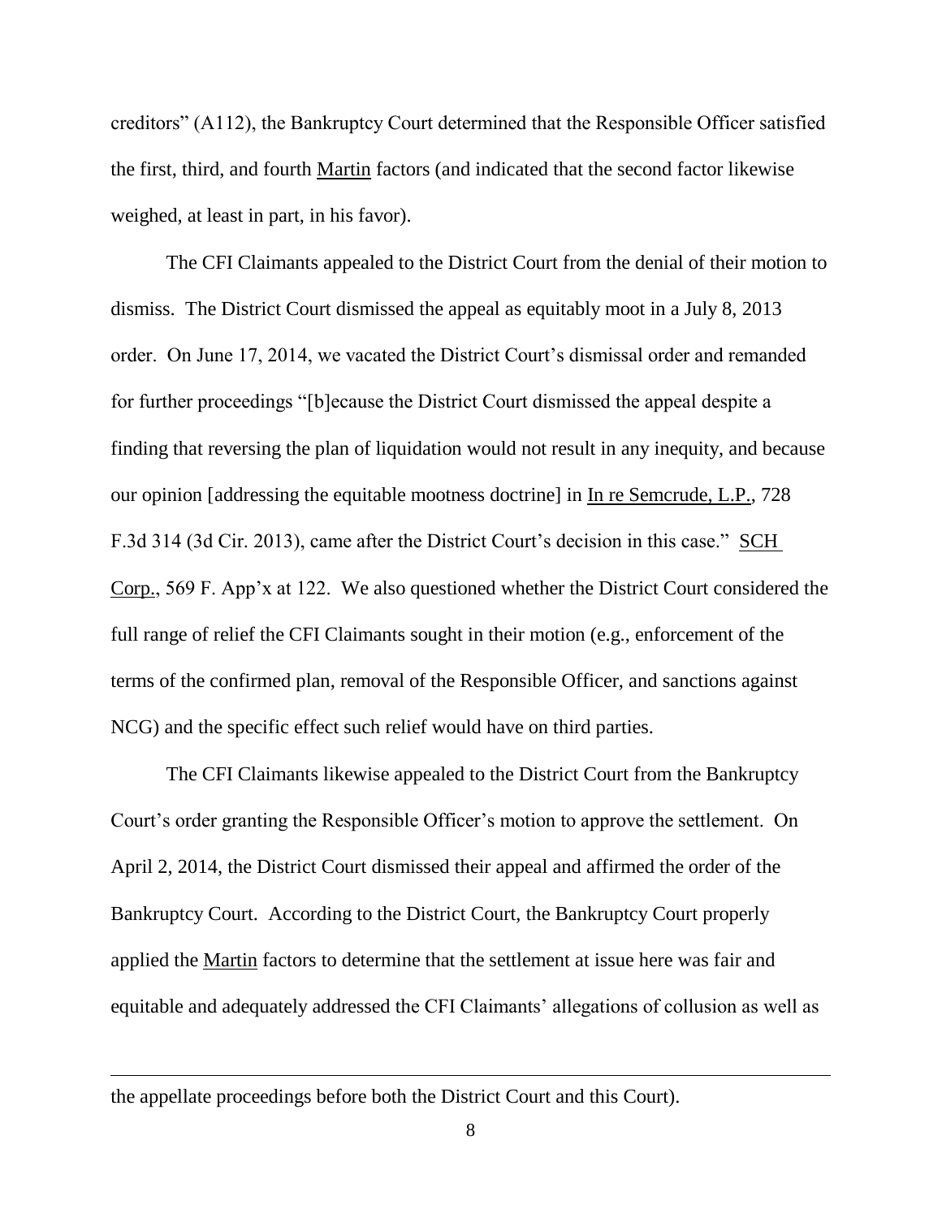creditors" (A112), the Bankruptcy Court determined that the Responsible Officer satisfied the first, third, and fourth Martin factors (and indicated that the second factor likewise weighed, at least in part, in his favor).

The CFI Claimants appealed to the District Court from the denial of their motion to dismiss. The District Court dismissed the appeal as equitably moot in a July 8, 2013 order. On June 17, 2014, we vacated the District Court's dismissal order and remanded for further proceedings "[b]ecause the District Court dismissed the appeal despite a finding that reversing the plan of liquidation would not result in any inequity, and because our opinion [addressing the equitable mootness doctrine] in In re Semcrude, L.P., 728 F.3d 314 (3d Cir. 2013), came after the District Court's decision in this case." SCH Corp., 569 F. App'x at 122. We also questioned whether the District Court considered the full range of relief the CFI Claimants sought in their motion (e.g., enforcement of the terms of the confirmed plan, removal of the Responsible Officer, and sanctions against NCG) and the specific effect such relief would have on third parties.

The CFI Claimants likewise appealed to the District Court from the Bankruptcy Court's order granting the Responsible Officer's motion to approve the settlement. On April 2, 2014, the District Court dismissed their appeal and affirmed the order of the Bankruptcy Court. According to the District Court, the Bankruptcy Court properly applied the Martin factors to determine that the settlement at issue here was fair and equitable and adequately addressed the CFI Claimants' allegations of collusion as well as

---

the appellate proceedings before both the District Court and this Court).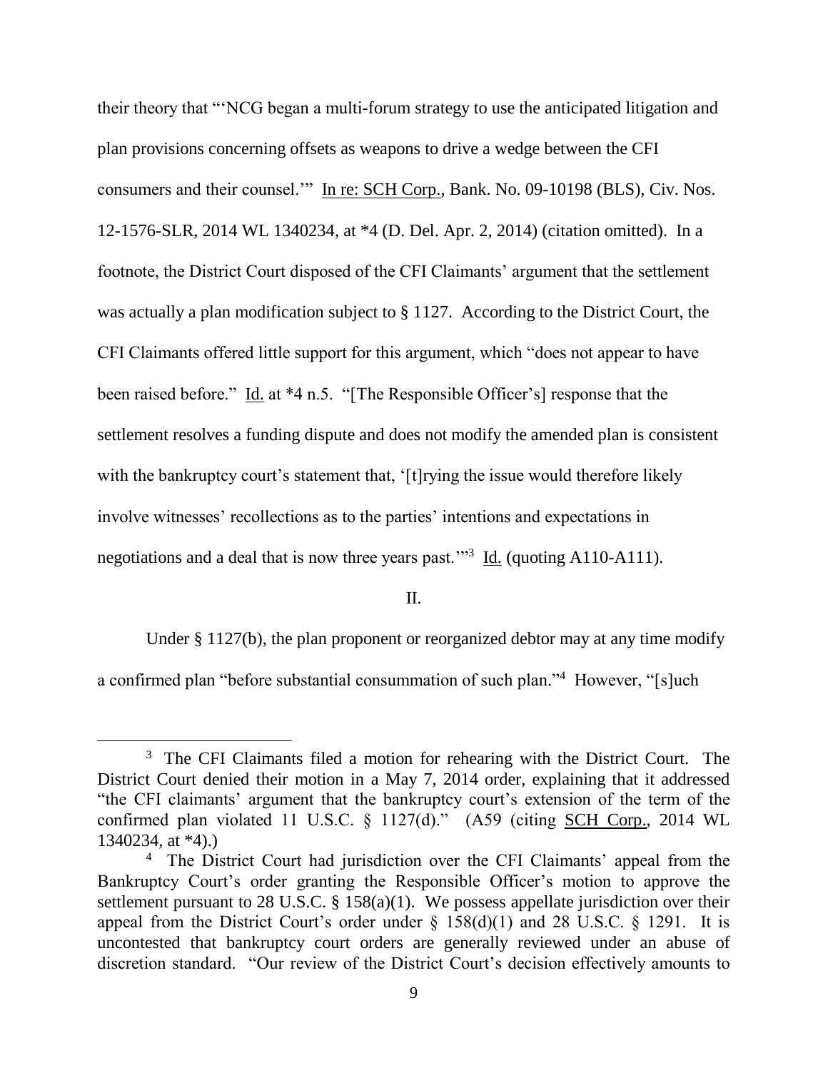their theory that "'NCG began a multi-forum strategy to use the anticipated litigation and plan provisions concerning offsets as weapons to drive a wedge between the CFI consumers and their counsel.'" In re: SCH Corp., Bank. No. 09-10198 (BLS), Civ. Nos. 12-1576-SLR, 2014 WL 1340234, at *4 (D. Del. Apr. 2, 2014) (citation omitted). In a footnote, the District Court disposed of the CFI Claimants' argument that the settlement was actually a plan modification subject to § 1127. According to the District Court, the CFI Claimants offered little support for this argument, which "does not appear to have been raised before." Id. at *4 n.5. "[The Responsible Officer's] response that the settlement resolves a funding dispute and does not modify the amended plan is consistent with the bankruptcy court's statement that, '[t]rying the issue would therefore likely involve witnesses' recollections as to the parties' intentions and expectations in negotiations and a deal that is now three years past.'"[3] Id. (quoting A110-A111).

II.

Under § 1127(b), the plan proponent or reorganized debtor may at any time modify a confirmed plan "before substantial consummation of such plan."[4] However, "[s]uch

---

[3] The CFI Claimants filed a motion for rehearing with the District Court. The District Court denied their motion in a May 7, 2014 order, explaining that it addressed "the CFI claimants' argument that the bankruptcy court's extension of the term of the confirmed plan violated 11 U.S.C. § 1127(d)." (A59 (citing SCH Corp., 2014 WL 1340234, at *4).)

[4] The District Court had jurisdiction over the CFI Claimants' appeal from the Bankruptcy Court's order granting the Responsible Officer's motion to approve the settlement pursuant to 28 U.S.C. § 158(a)(1). We possess appellate jurisdiction over their appeal from the District Court's order under § 158(d)(1) and 28 U.S.C. § 1291. It is uncontested that bankruptcy court orders are generally reviewed under an abuse of discretion standard. "Our review of the District Court's decision effectively amounts to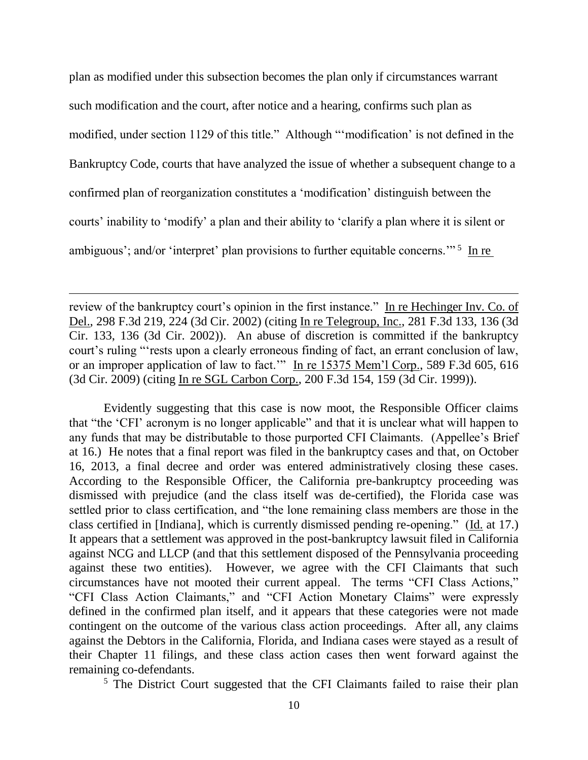plan as modified under this subsection becomes the plan only if circumstances warrant such modification and the court, after notice and a hearing, confirms such plan as modified, under section 1129 of this title." Although "'modification' is not defined in the Bankruptcy Code, courts that have analyzed the issue of whether a subsequent change to a confirmed plan of reorganization constitutes a 'modification' distinguish between the courts' inability to 'modify' a plan and their ability to 'clarify a plan where it is silent or ambiguous'; and/or 'interpret' plan provisions to further equitable concerns.'"[5] In re

---

review of the bankruptcy court's opinion in the first instance." In re Hechinger Inv. Co. of Del., 298 F.3d 219, 224 (3d Cir. 2002) (citing In re Telegroup, Inc., 281 F.3d 133, 136 (3d Cir. 133, 136 (3d Cir. 2002)). An abuse of discretion is committed if the bankruptcy court's ruling "'rests upon a clearly erroneous finding of fact, an errant conclusion of law, or an improper application of law to fact.'" In re 15375 Mem'l Corp., 589 F.3d 605, 616 (3d Cir. 2009) (citing In re SGL Carbon Corp., 200 F.3d 154, 159 (3d Cir. 1999)).

Evidently suggesting that this case is now moot, the Responsible Officer claims that "the 'CFI' acronym is no longer applicable" and that it is unclear what will happen to any funds that may be distributable to those purported CFI Claimants. (Appellee's Brief at 16.) He notes that a final report was filed in the bankruptcy cases and that, on October 16, 2013, a final decree and order was entered administratively closing these cases. According to the Responsible Officer, the California pre-bankruptcy proceeding was dismissed with prejudice (and the class itself was de-certified), the Florida case was settled prior to class certification, and "the lone remaining class members are those in the class certified in [Indiana], which is currently dismissed pending re-opening." (Id. at 17.) It appears that a settlement was approved in the post-bankruptcy lawsuit filed in California against NCG and LLCP (and that this settlement disposed of the Pennsylvania proceeding against these two entities). However, we agree with the CFI Claimants that such circumstances have not mooted their current appeal. The terms "CFI Class Actions," "CFI Class Action Claimants," and "CFI Action Monetary Claims" were expressly defined in the confirmed plan itself, and it appears that these categories were not made contingent on the outcome of the various class action proceedings. After all, any claims against the Debtors in the California, Florida, and Indiana cases were stayed as a result of their Chapter 11 filings, and these class action cases then went forward against the remaining co-defendants.

[5] The District Court suggested that the CFI Claimants failed to raise their plan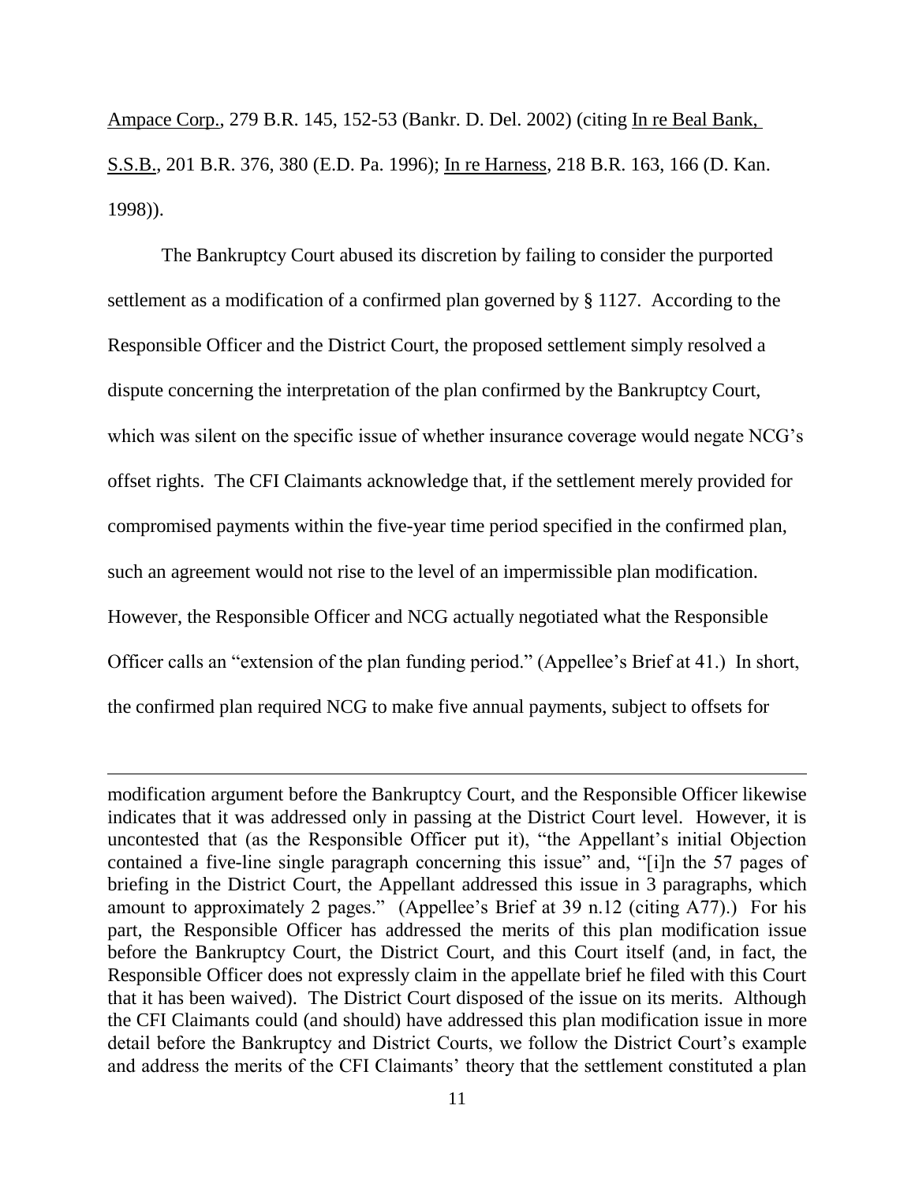Ampace Corp., 279 B.R. 145, 152-53 (Bankr. D. Del. 2002) (citing In re Beal Bank, S.S.B., 201 B.R. 376, 380 (E.D. Pa. 1996); In re Harness, 218 B.R. 163, 166 (D. Kan. 1998)).

The Bankruptcy Court abused its discretion by failing to consider the purported settlement as a modification of a confirmed plan governed by § 1127. According to the Responsible Officer and the District Court, the proposed settlement simply resolved a dispute concerning the interpretation of the plan confirmed by the Bankruptcy Court, which was silent on the specific issue of whether insurance coverage would negate NCG's offset rights. The CFI Claimants acknowledge that, if the settlement merely provided for compromised payments within the five-year time period specified in the confirmed plan, such an agreement would not rise to the level of an impermissible plan modification. However, the Responsible Officer and NCG actually negotiated what the Responsible Officer calls an "extension of the plan funding period." (Appellee's Brief at 41.) In short, the confirmed plan required NCG to make five annual payments, subject to offsets for

---

modification argument before the Bankruptcy Court, and the Responsible Officer likewise indicates that it was addressed only in passing at the District Court level. However, it is uncontested that (as the Responsible Officer put it), "the Appellant's initial Objection contained a five-line single paragraph concerning this issue" and, "[i]n the 57 pages of briefing in the District Court, the Appellant addressed this issue in 3 paragraphs, which amount to approximately 2 pages." (Appellee's Brief at 39 n.12 (citing A77).) For his part, the Responsible Officer has addressed the merits of this plan modification issue before the Bankruptcy Court, the District Court, and this Court itself (and, in fact, the Responsible Officer does not expressly claim in the appellate brief he filed with this Court that it has been waived). The District Court disposed of the issue on its merits. Although the CFI Claimants could (and should) have addressed this plan modification issue in more detail before the Bankruptcy and District Courts, we follow the District Court's example and address the merits of the CFI Claimants' theory that the settlement constituted a plan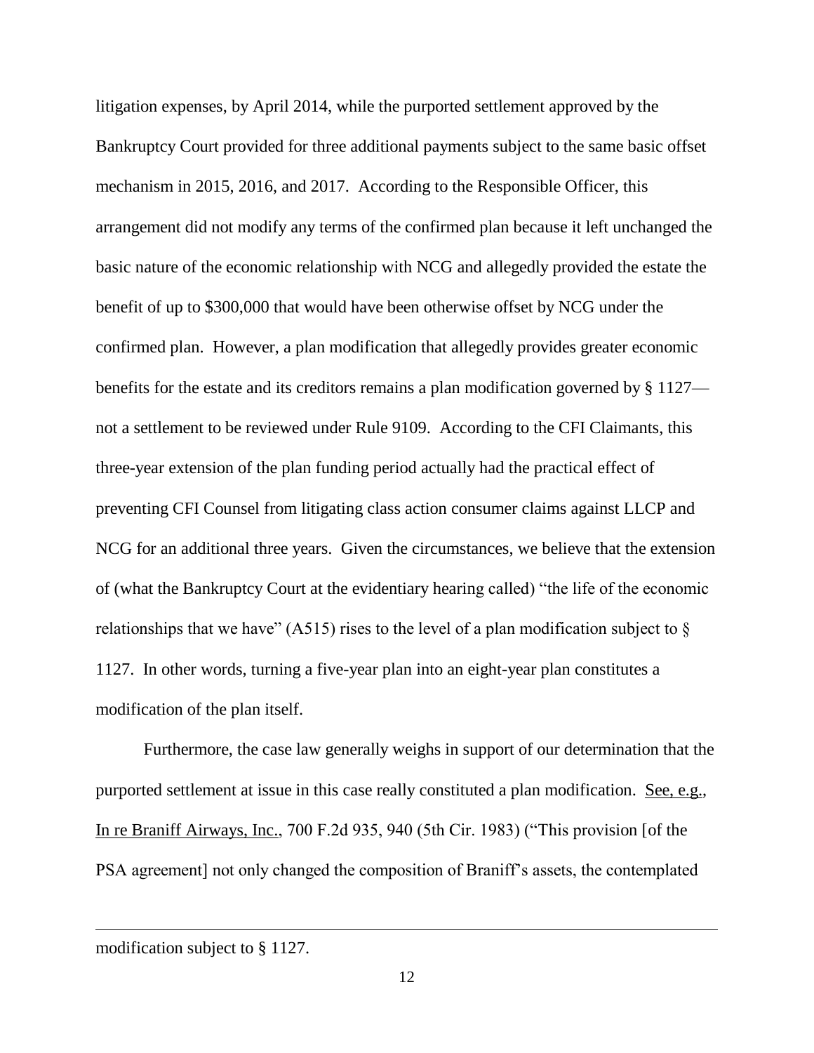litigation expenses, by April 2014, while the purported settlement approved by the Bankruptcy Court provided for three additional payments subject to the same basic offset mechanism in 2015, 2016, and 2017. According to the Responsible Officer, this arrangement did not modify any terms of the confirmed plan because it left unchanged the basic nature of the economic relationship with NCG and allegedly provided the estate the benefit of up to $300,000 that would have been otherwise offset by NCG under the confirmed plan. However, a plan modification that allegedly provides greater economic benefits for the estate and its creditors remains a plan modification governed by § 1127—not a settlement to be reviewed under Rule 9109. According to the CFI Claimants, this three-year extension of the plan funding period actually had the practical effect of preventing CFI Counsel from litigating class action consumer claims against LLCP and NCG for an additional three years. Given the circumstances, we believe that the extension of (what the Bankruptcy Court at the evidentiary hearing called) "the life of the economic relationships that we have" (A515) rises to the level of a plan modification subject to § 1127. In other words, turning a five-year plan into an eight-year plan constitutes a modification of the plan itself.

Furthermore, the case law generally weighs in support of our determination that the purported settlement at issue in this case really constituted a plan modification. See, e.g., In re Braniff Airways, Inc., 700 F.2d 935, 940 (5th Cir. 1983) ("This provision [of the PSA agreement] not only changed the composition of Braniff's assets, the contemplated

---

modification subject to § 1127.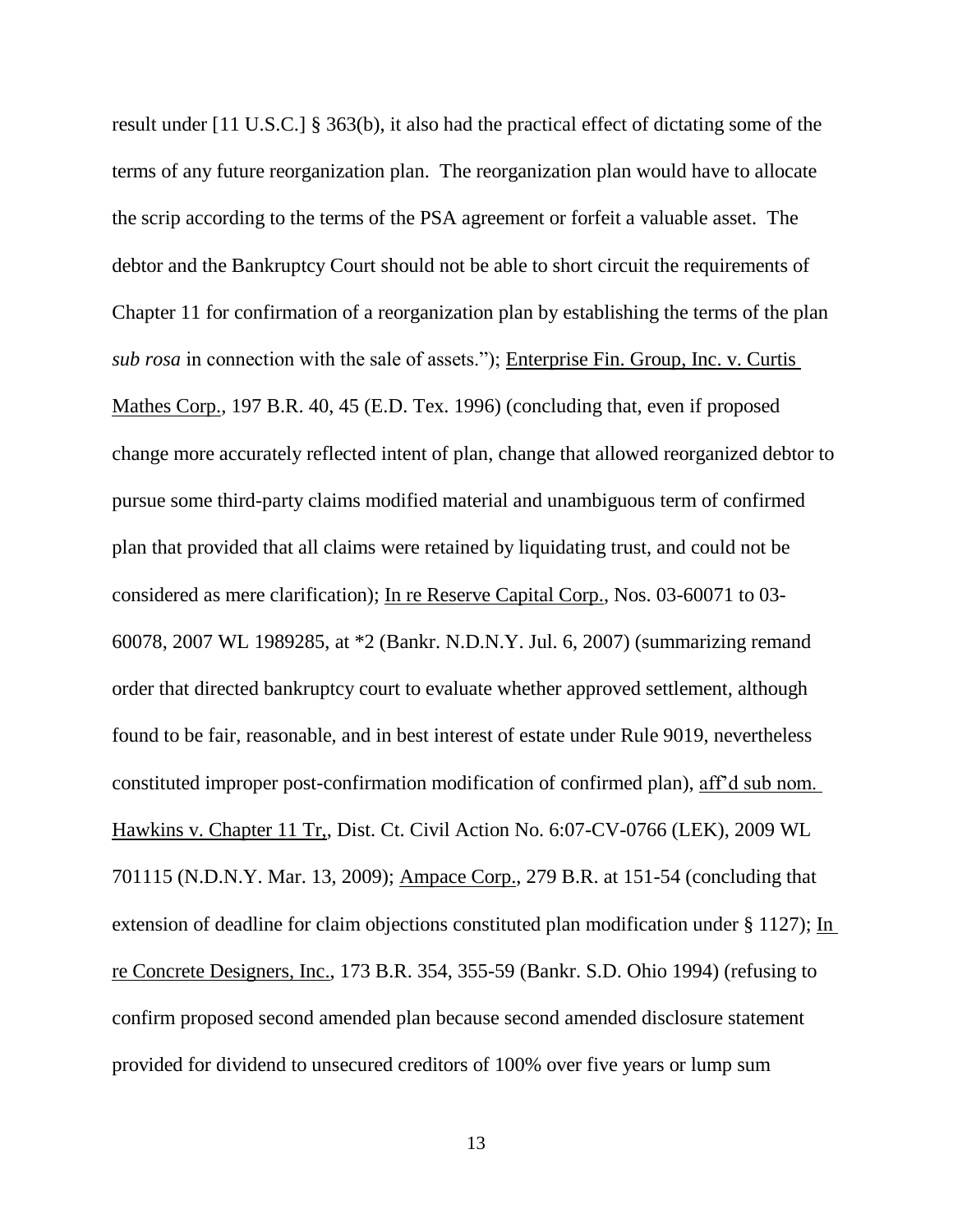result under [11 U.S.C.] § 363(b), it also had the practical effect of dictating some of the terms of any future reorganization plan. The reorganization plan would have to allocate the scrip according to the terms of the PSA agreement or forfeit a valuable asset. The debtor and the Bankruptcy Court should not be able to short circuit the requirements of Chapter 11 for confirmation of a reorganization plan by establishing the terms of the plan *sub rosa* in connection with the sale of assets."); Enterprise Fin. Group, Inc. v. Curtis Mathes Corp., 197 B.R. 40, 45 (E.D. Tex. 1996) (concluding that, even if proposed change more accurately reflected intent of plan, change that allowed reorganized debtor to pursue some third-party claims modified material and unambiguous term of confirmed plan that provided that all claims were retained by liquidating trust, and could not be considered as mere clarification); In re Reserve Capital Corp., Nos. 03-60071 to 03-60078, 2007 WL 1989285, at *2 (Bankr. N.D.N.Y. Jul. 6, 2007) (summarizing remand order that directed bankruptcy court to evaluate whether approved settlement, although found to be fair, reasonable, and in best interest of estate under Rule 9019, nevertheless constituted improper post-confirmation modification of confirmed plan), aff'd sub nom. Hawkins v. Chapter 11 Tr., Dist. Ct. Civil Action No. 6:07-CV-0766 (LEK), 2009 WL 701115 (N.D.N.Y. Mar. 13, 2009); Ampace Corp., 279 B.R. at 151-54 (concluding that extension of deadline for claim objections constituted plan modification under § 1127); In re Concrete Designers, Inc., 173 B.R. 354, 355-59 (Bankr. S.D. Ohio 1994) (refusing to confirm proposed second amended plan because second amended disclosure statement provided for dividend to unsecured creditors of 100% over five years or lump sum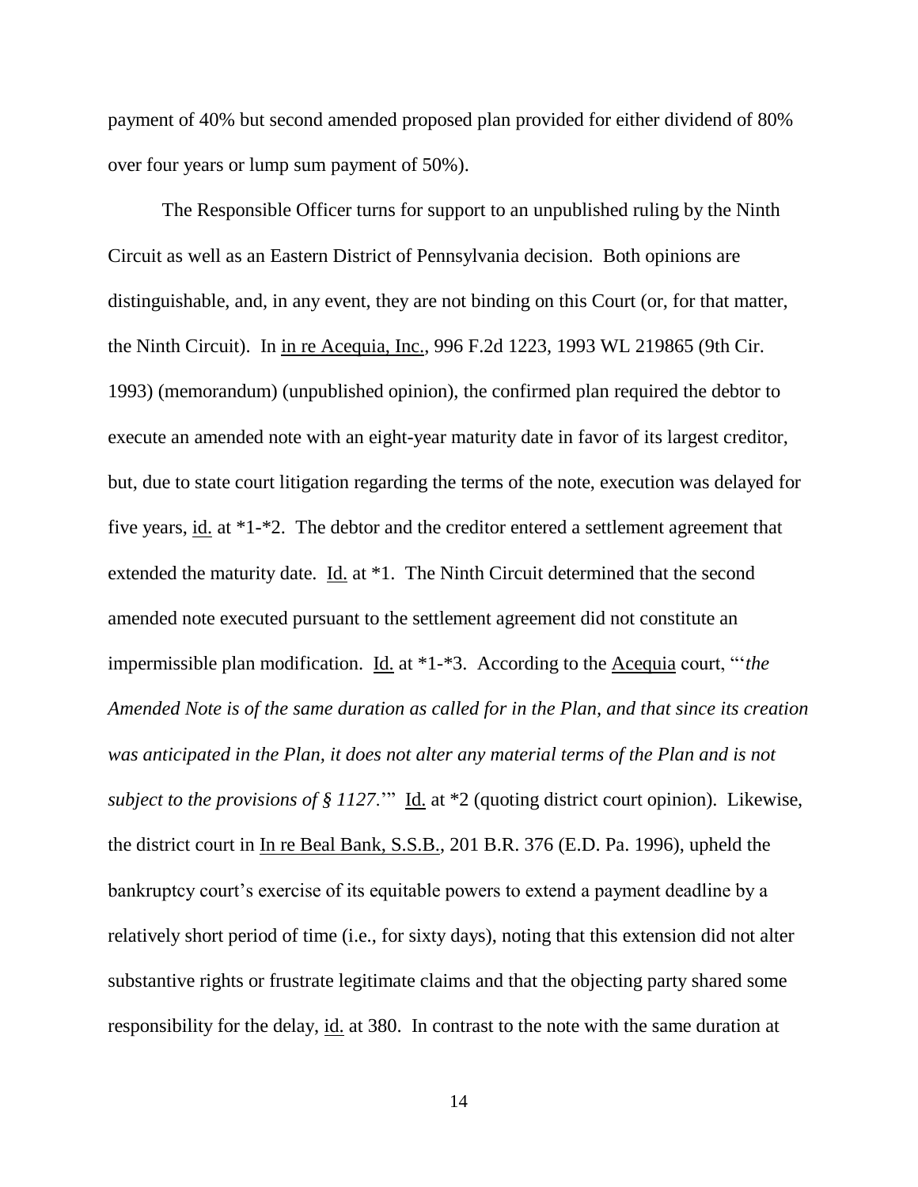payment of 40% but second amended proposed plan provided for either dividend of 80% over four years or lump sum payment of 50%).

The Responsible Officer turns for support to an unpublished ruling by the Ninth Circuit as well as an Eastern District of Pennsylvania decision. Both opinions are distinguishable, and, in any event, they are not binding on this Court (or, for that matter, the Ninth Circuit). In in re Acequia, Inc., 996 F.2d 1223, 1993 WL 219865 (9th Cir. 1993) (memorandum) (unpublished opinion), the confirmed plan required the debtor to execute an amended note with an eight-year maturity date in favor of its largest creditor, but, due to state court litigation regarding the terms of the note, execution was delayed for five years, id. at *1-*2. The debtor and the creditor entered a settlement agreement that extended the maturity date. Id. at *1. The Ninth Circuit determined that the second amended note executed pursuant to the settlement agreement did not constitute an impermissible plan modification. Id. at *1-*3. According to the Acequia court, "'*the Amended Note is of the same duration as called for in the Plan, and that since its creation was anticipated in the Plan, it does not alter any material terms of the Plan and is not subject to the provisions of § 1127*.'" Id. at *2 (quoting district court opinion). Likewise, the district court in In re Beal Bank, S.S.B., 201 B.R. 376 (E.D. Pa. 1996), upheld the bankruptcy court's exercise of its equitable powers to extend a payment deadline by a relatively short period of time (i.e., for sixty days), noting that this extension did not alter substantive rights or frustrate legitimate claims and that the objecting party shared some responsibility for the delay, id. at 380. In contrast to the note with the same duration at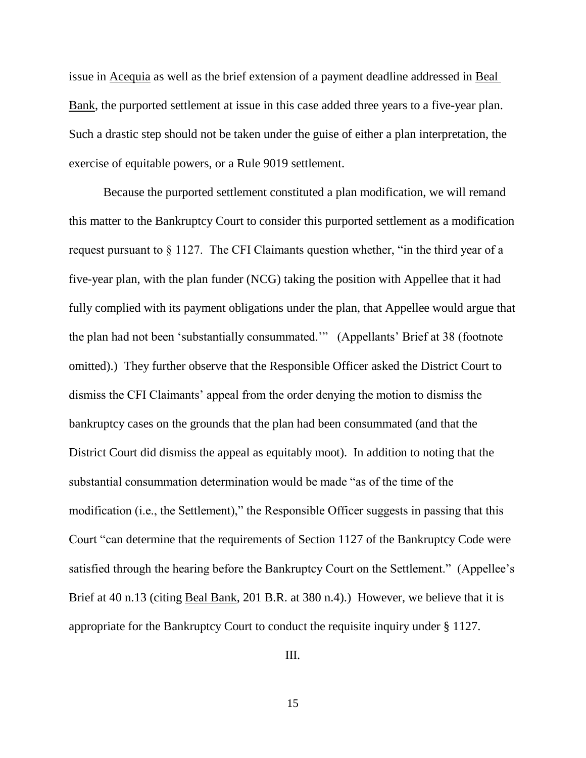issue in Acequia as well as the brief extension of a payment deadline addressed in Beal Bank, the purported settlement at issue in this case added three years to a five-year plan. Such a drastic step should not be taken under the guise of either a plan interpretation, the exercise of equitable powers, or a Rule 9019 settlement.

Because the purported settlement constituted a plan modification, we will remand this matter to the Bankruptcy Court to consider this purported settlement as a modification request pursuant to § 1127. The CFI Claimants question whether, "in the third year of a five-year plan, with the plan funder (NCG) taking the position with Appellee that it had fully complied with its payment obligations under the plan, that Appellee would argue that the plan had not been 'substantially consummated.'" (Appellants' Brief at 38 (footnote omitted).) They further observe that the Responsible Officer asked the District Court to dismiss the CFI Claimants' appeal from the order denying the motion to dismiss the bankruptcy cases on the grounds that the plan had been consummated (and that the District Court did dismiss the appeal as equitably moot). In addition to noting that the substantial consummation determination would be made "as of the time of the modification (i.e., the Settlement)," the Responsible Officer suggests in passing that this Court "can determine that the requirements of Section 1127 of the Bankruptcy Code were satisfied through the hearing before the Bankruptcy Court on the Settlement." (Appellee's Brief at 40 n.13 (citing Beal Bank, 201 B.R. at 380 n.4).) However, we believe that it is appropriate for the Bankruptcy Court to conduct the requisite inquiry under § 1127.

## III.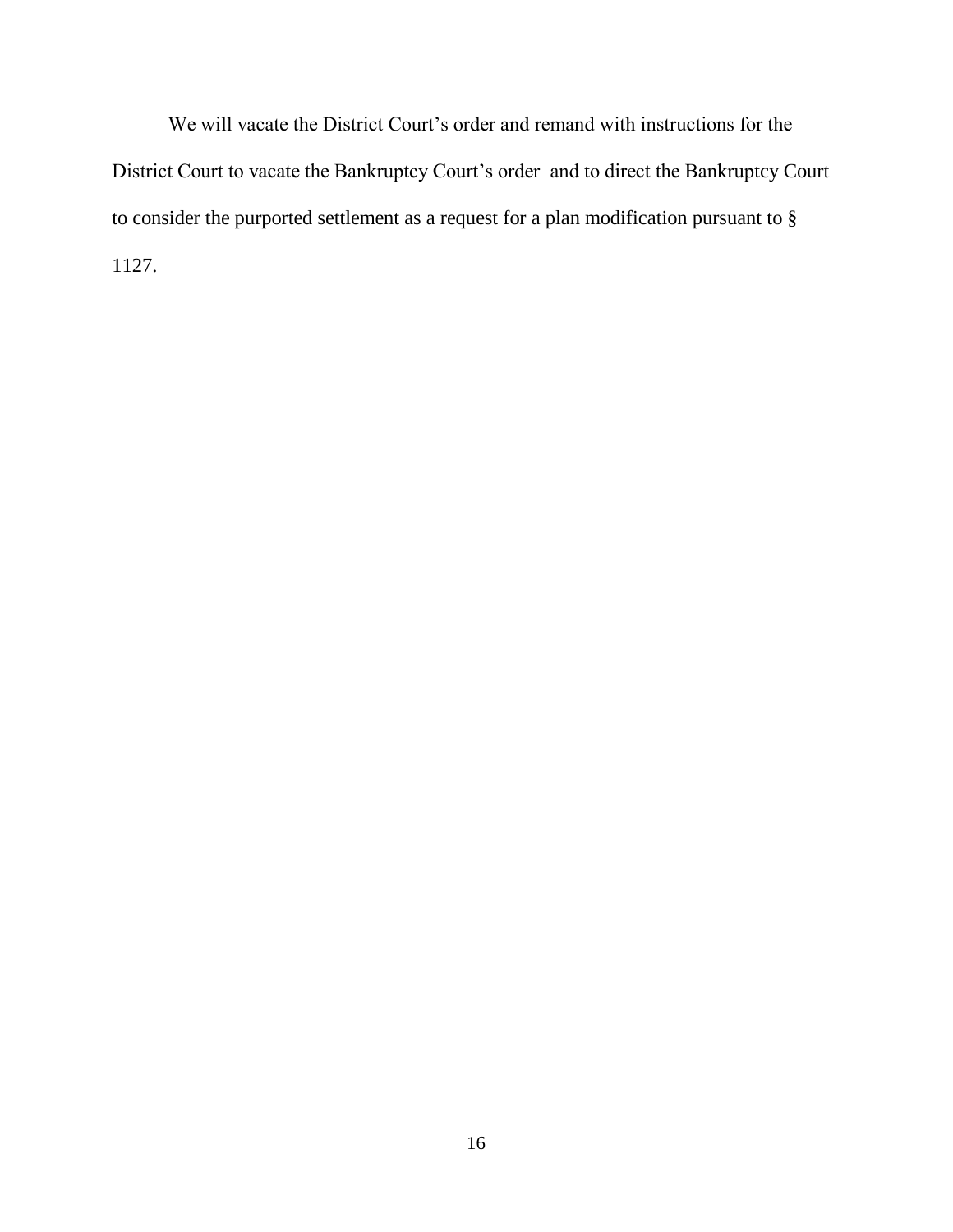We will vacate the District Court's order and remand with instructions for the District Court to vacate the Bankruptcy Court's order and to direct the Bankruptcy Court to consider the purported settlement as a request for a plan modification pursuant to § 1127.